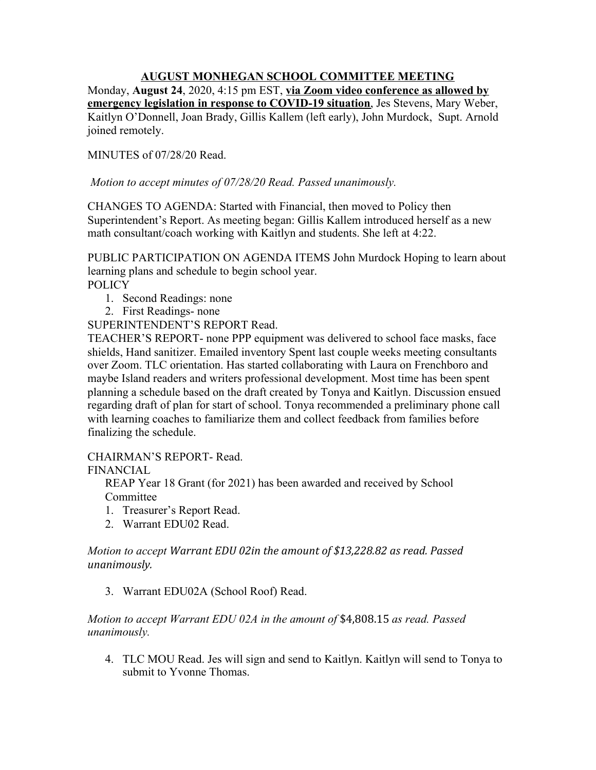# AUGUST MONHEGAN SCHOOL COMMITTEE MEETING

Monday, **August 24**, 2020, 4:15 pm EST, **via Zoom video conference as allowed by emergency legislation in response to COVID-19 situation**, Jes Stevens, Mary Weber, Kaitlyn O'Donnell, Joan Brady, Gillis Kallem (left early), John Murdock, Supt. Arnold joined remotely.

MINUTES of 07/28/20 Read.

*Motion to accept minutes of 07/28/20 Read. Passed unanimously.*

CHANGES TO AGENDA: Started with Financial, then moved to Policy then Superintendent's Report. As meeting began: Gillis Kallem introduced herself as a new math consultant/coach working with Kaitlyn and students. She left at 4:22.

PUBLIC PARTICIPATION ON AGENDA ITEMS John Murdock Hoping to learn about learning plans and schedule to begin school year.

POLICY

1. Second Readings: none
2. First Readings- none

SUPERINTENDENT'S REPORT Read.

TEACHER'S REPORT- none PPP equipment was delivered to school face masks, face shields, Hand sanitizer. Emailed inventory Spent last couple weeks meeting consultants over Zoom. TLC orientation. Has started collaborating with Laura on Frenchboro and maybe Island readers and writers professional development. Most time has been spent planning a schedule based on the draft created by Tonya and Kaitlyn. Discussion ensued regarding draft of plan for start of school. Tonya recommended a preliminary phone call with learning coaches to familiarize them and collect feedback from families before finalizing the schedule.

CHAIRMAN'S REPORT- Read.

FINANCIAL

REAP Year 18 Grant (for 2021) has been awarded and received by School Committee

1. Treasurer's Report Read.
2. Warrant EDU02 Read.

*Motion to accept Warrant EDU 02in the amount of $13,228.82 as read. Passed unanimously.*

3. Warrant EDU02A (School Roof) Read.

*Motion to accept Warrant EDU 02A in the amount of* $4,808.15 *as read. Passed unanimously.*

4. TLC MOU Read. Jes will sign and send to Kaitlyn. Kaitlyn will send to Tonya to submit to Yvonne Thomas.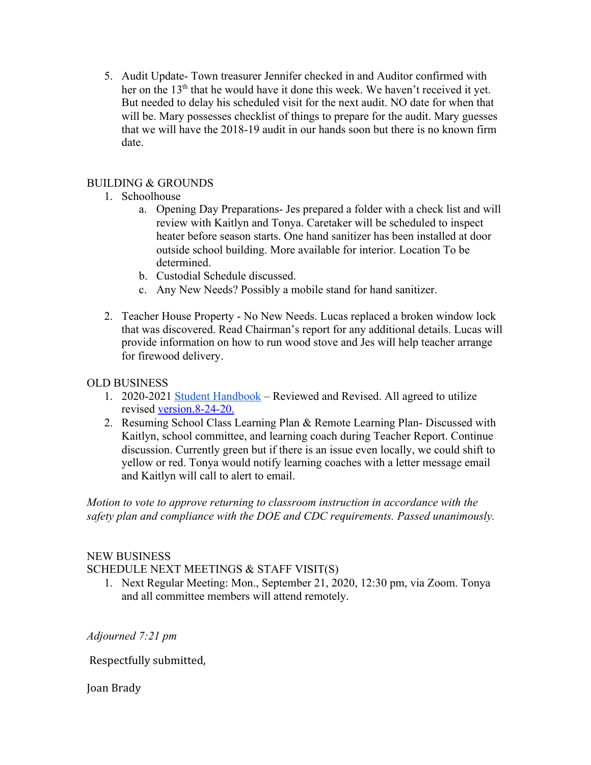5. Audit Update- Town treasurer Jennifer checked in and Auditor confirmed with her on the 13th that he would have it done this week. We haven't received it yet. But needed to delay his scheduled visit for the next audit. NO date for when that will be. Mary possesses checklist of things to prepare for the audit. Mary guesses that we will have the 2018-19 audit in our hands soon but there is no known firm date.

BUILDING & GROUNDS

1. Schoolhouse
   a. Opening Day Preparations- Jes prepared a folder with a check list and will review with Kaitlyn and Tonya. Caretaker will be scheduled to inspect heater before season starts. One hand sanitizer has been installed at door outside school building. More available for interior. Location To be determined.
   b. Custodial Schedule discussed.
   c. Any New Needs? Possibly a mobile stand for hand sanitizer.

2. Teacher House Property - No New Needs. Lucas replaced a broken window lock that was discovered. Read Chairman's report for any additional details. Lucas will provide information on how to run wood stove and Jes will help teacher arrange for firewood delivery.

OLD BUSINESS

1. 2020-2021 Student Handbook – Reviewed and Revised. All agreed to utilize revised version.8-24-20.
2. Resuming School Class Learning Plan & Remote Learning Plan- Discussed with Kaitlyn, school committee, and learning coach during Teacher Report. Continue discussion. Currently green but if there is an issue even locally, we could shift to yellow or red. Tonya would notify learning coaches with a letter message email and Kaitlyn will call to alert to email.

*Motion to vote to approve returning to classroom instruction in accordance with the safety plan and compliance with the DOE and CDC requirements. Passed unanimously.*

NEW BUSINESS

SCHEDULE NEXT MEETINGS & STAFF VISIT(S)

1. Next Regular Meeting: Mon., September 21, 2020, 12:30 pm, via Zoom. Tonya and all committee members will attend remotely.

*Adjourned 7:21 pm*

Respectfully submitted,

Joan Brady